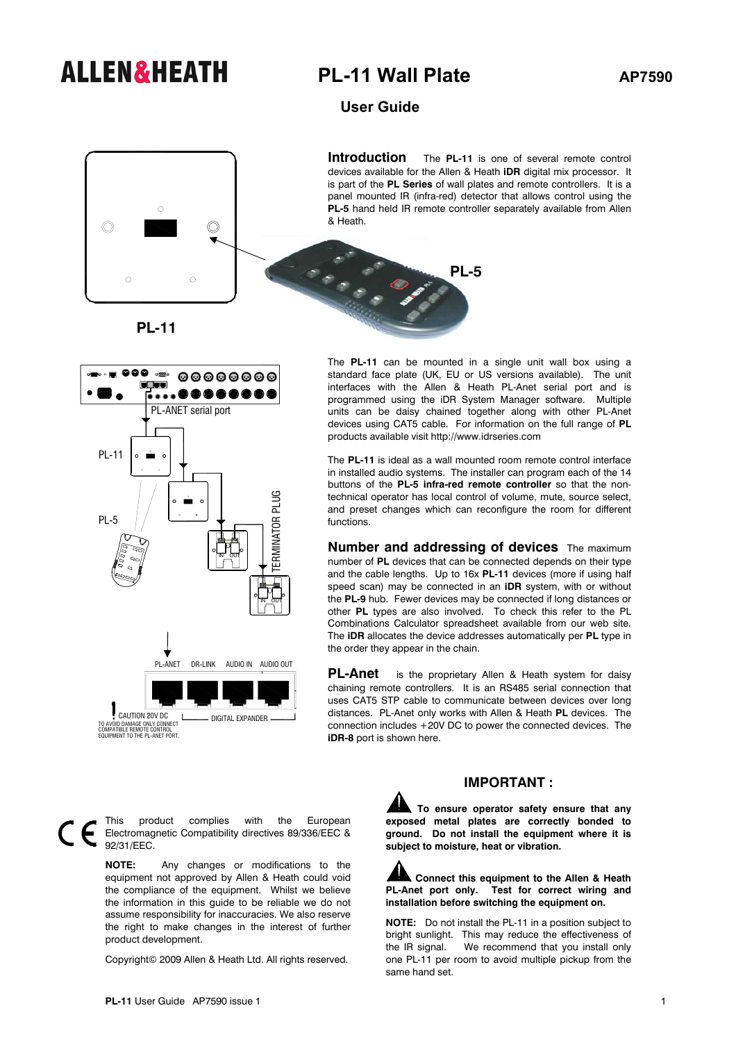# ALLEN&HEATH

# PL-11 Wall Plate

**AP7590**

## User Guide

PL-11

PL-5

**Introduction** The **PL-11** is one of several remote control devices available for the Allen & Heath **iDR** digital mix processor. It is part of the **PL Series** of wall plates and remote controllers. It is a panel mounted IR (infra-red) detector that allows control using the **PL-5** hand held IR remote controller separately available from Allen & Heath.

The **PL-11** can be mounted in a single unit wall box using a standard face plate (UK, EU or US versions available). The unit interfaces with the Allen & Heath PL-Anet serial port and is programmed using the iDR System Manager software. Multiple units can be daisy chained together along with other PL-Anet devices using CAT5 cable. For information on the full range of **PL** products available visit http://www.idrseries.com

The **PL-11** is ideal as a wall mounted room remote control interface in installed audio systems. The installer can program each of the 14 buttons of the **PL-5 infra-red remote controller** so that the non-technical operator has local control of volume, mute, source select, and preset changes which can reconfigure the room for different functions.

PL-ANET serial port

PL-11

PL-5

TERMINATOR PLUG

IN OUT

PL-ANET DR-LINK AUDIO IN AUDIO OUT

CAUTION 20V DC
TO AVOID DAMAGE ONLY CONNECT COMPATIBLE REMOTE CONTROL EQUIPMENT TO THE PL-ANET PORT.

DIGITAL EXPANDER

**Number and addressing of devices** The maximum number of **PL** devices that can be connected depends on their type and the cable lengths. Up to 16x **PL-11** devices (more if using half speed scan) may be connected in an **iDR** system, with or without the **PL-9** hub. Fewer devices may be connected if long distances or other **PL** types are also involved. To check this refer to the PL Combinations Calculator spreadsheet available from our web site. The **iDR** allocates the device addresses automatically per **PL** type in the order they appear in the chain.

**PL-Anet** is the proprietary Allen & Heath system for daisy chaining remote controllers. It is an RS485 serial connection that uses CAT5 STP cable to communicate between devices over long distances. PL-Anet only works with Allen & Heath **PL** devices. The connection includes +20V DC to power the connected devices. The **iDR-8** port is shown here.

CE This product complies with the European Electromagnetic Compatibility directives 89/336/EEC & 92/31/EEC.

**NOTE:** Any changes or modifications to the equipment not approved by Allen & Heath could void the compliance of the equipment. Whilst we believe the information in this guide to be reliable we do not assume responsibility for inaccuracies. We also reserve the right to make changes in the interest of further product development.

Copyright© 2009 Allen & Heath Ltd. All rights reserved.

## IMPORTANT :

**To ensure operator safety ensure that any exposed metal plates are correctly bonded to ground. Do not install the equipment where it is subject to moisture, heat or vibration.**

**Connect this equipment to the Allen & Heath PL-Anet port only. Test for correct wiring and installation before switching the equipment on.**

**NOTE:** Do not install the PL-11 in a position subject to bright sunlight. This may reduce the effectiveness of the IR signal. We recommend that you install only one PL-11 per room to avoid multiple pickup from the same hand set.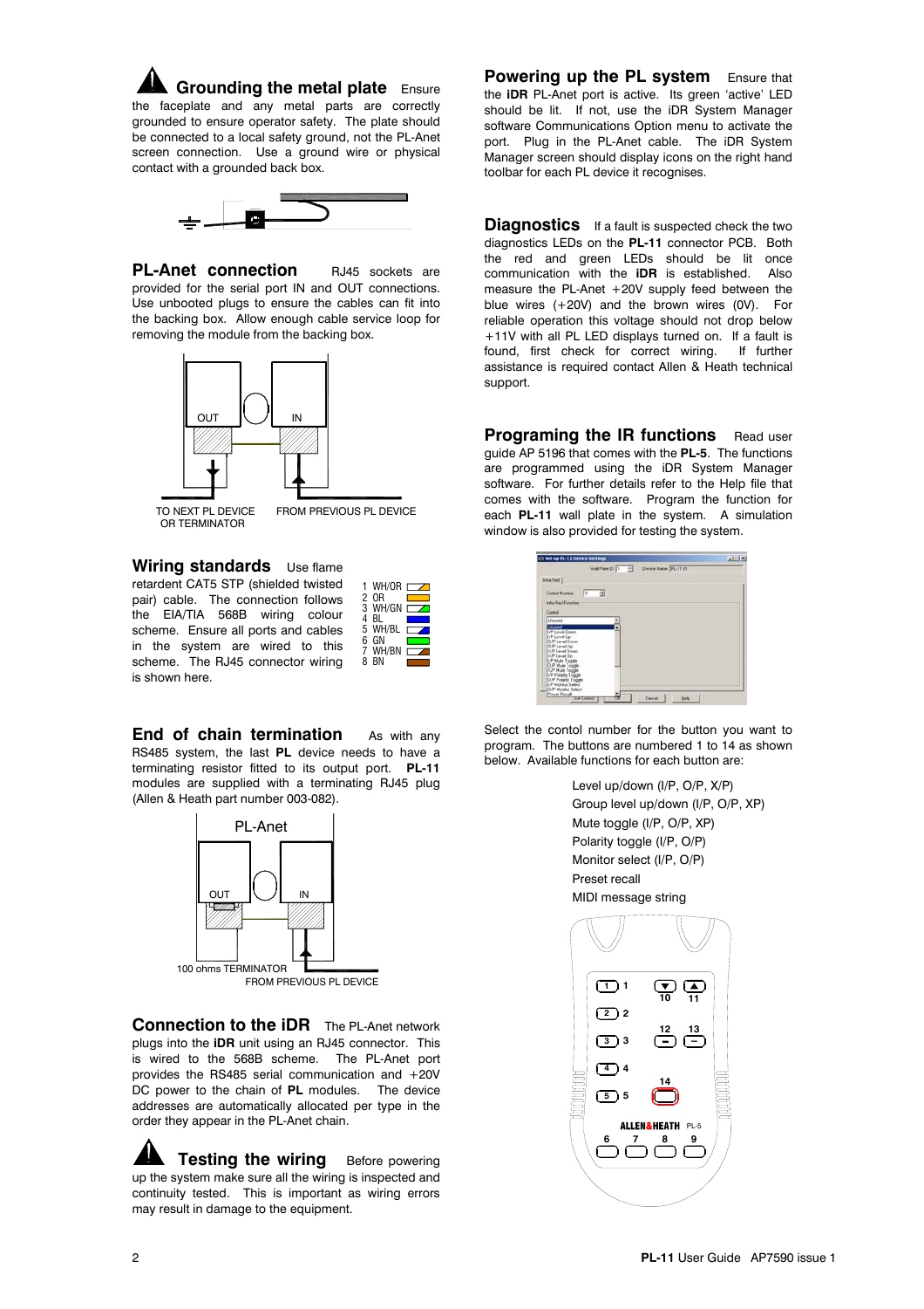## Grounding the metal plate

Ensure the faceplate and any metal parts are correctly grounded to ensure operator safety. The plate should be connected to a local safety ground, not the PL-Anet screen connection. Use a ground wire or physical contact with a grounded back box.

## PL-Anet connection

RJ45 sockets are provided for the serial port IN and OUT connections. Use unbooted plugs to ensure the cables can fit into the backing box. Allow enough cable service loop for removing the module from the backing box.

OUT
IN
TO NEXT PL DEVICE OR TERMINATOR
FROM PREVIOUS PL DEVICE

## Wiring standards

Use flame retardent CAT5 STP (shielded twisted pair) cable. The connection follows the EIA/TIA 568B wiring colour scheme. Ensure all ports and cables in the system are wired to this scheme. The RJ45 connector wiring is shown here.

1 WH/OR
2 OR
3 WH/GN
4 BL
5 WH/BL
6 GN
7 WH/BN
8 BN

## End of chain termination

As with any RS485 system, the last **PL** device needs to have a terminating resistor fitted to its output port. **PL-11** modules are supplied with a terminating RJ45 plug (Allen & Heath part number 003-082).

PL-Anet
OUT
IN
100 ohms TERMINATOR
FROM PREVIOUS PL DEVICE

## Connection to the iDR

The PL-Anet network plugs into the **iDR** unit using an RJ45 connector. This is wired to the 568B scheme. The PL-Anet port provides the RS485 serial communication and +20V DC power to the chain of **PL** modules. The device addresses are automatically allocated per type in the order they appear in the PL-Anet chain.

## Testing the wiring

Before powering up the system make sure all the wiring is inspected and continuity tested. This is important as wiring errors may result in damage to the equipment.

## Powering up the PL system

Ensure that the **iDR** PL-Anet port is active. Its green 'active' LED should be lit. If not, use the iDR System Manager software Communications Option menu to activate the port. Plug in the PL-Anet cable. The iDR System Manager screen should display icons on the right hand toolbar for each PL device it recognises.

## Diagnostics

If a fault is suspected check the two diagnostics LEDs on the **PL-11** connector PCB. Both the red and green LEDs should be lit once communication with the **iDR** is established. Also measure the PL-Anet +20V supply feed between the blue wires (+20V) and the brown wires (0V). For reliable operation this voltage should not drop below +11V with all PL LED displays turned on. If a fault is found, first check for correct wiring. If further assistance is required contact Allen & Heath technical support.

## Programing the IR functions

Read user guide AP 5196 that comes with the **PL-5**. The functions are programmed using the iDR System Manager software. For further details refer to the Help file that comes with the software. Program the function for each **PL-11** wall plate in the system. A simulation window is also provided for testing the system.

Select the contol number for the button you want to program. The buttons are numbered 1 to 14 as shown below. Available functions for each button are:

- Level up/down (I/P, O/P, X/P)
- Group level up/down (I/P, O/P, XP)
- Mute toggle (I/P, O/P, XP)
- Polarity toggle (I/P, O/P)
- Monitor select (I/P, O/P)
- Preset recall
- MIDI message string

1 2 3 4 5 6 7 8 9 10 11 12 13 14
ALLEN&HEATH PL-5